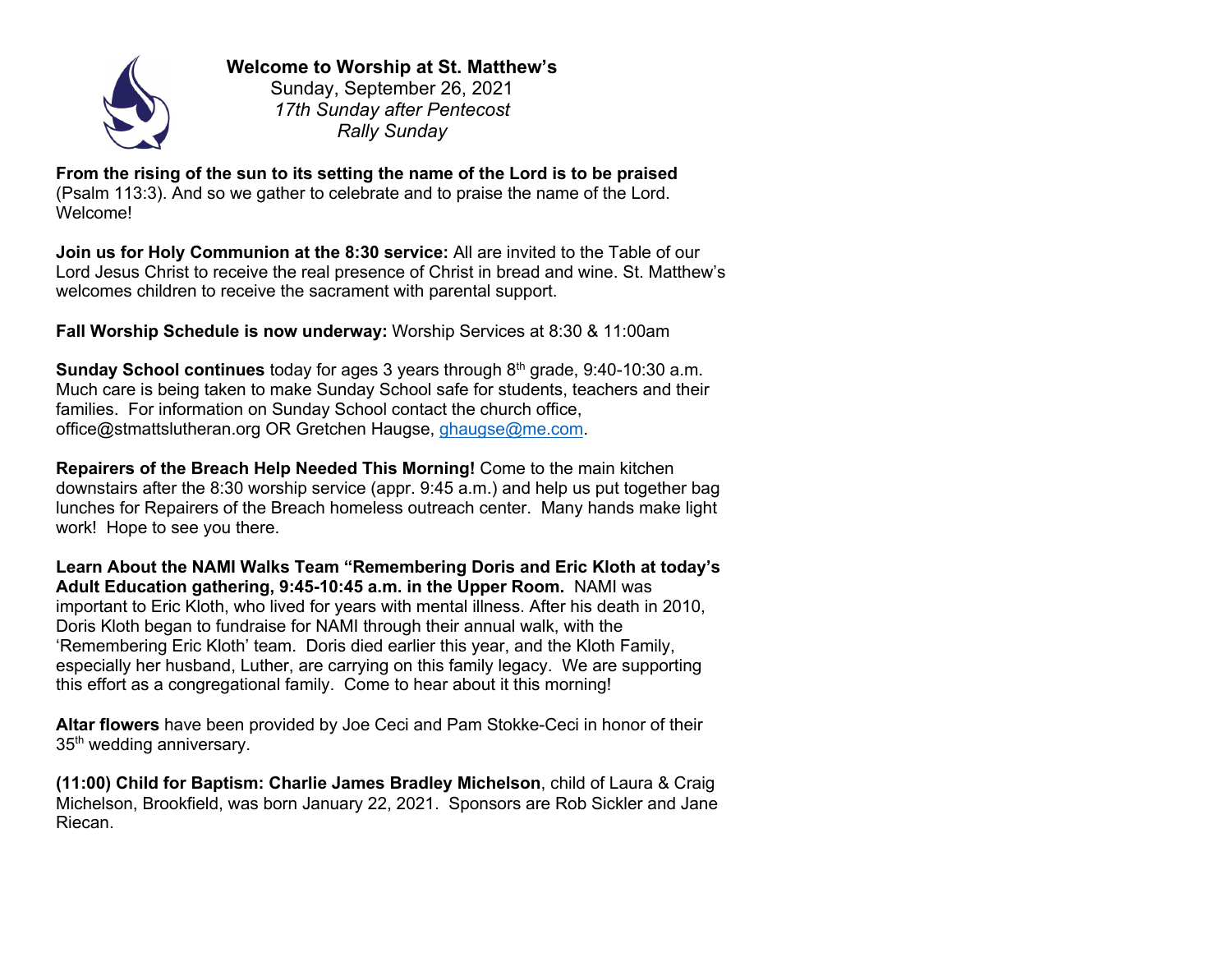**Welcome to Worship at St. Matthew's**
Sunday, September 26, 2021
*17th Sunday after Pentecost*
*Rally Sunday*

**From the rising of the sun to its setting the name of the Lord is to be praised** (Psalm 113:3). And so we gather to celebrate and to praise the name of the Lord. Welcome!

**Join us for Holy Communion at the 8:30 service:** All are invited to the Table of our Lord Jesus Christ to receive the real presence of Christ in bread and wine. St. Matthew's welcomes children to receive the sacrament with parental support.

**Fall Worship Schedule is now underway:** Worship Services at 8:30 & 11:00am

**Sunday School continues** today for ages 3 years through 8th grade, 9:40-10:30 a.m. Much care is being taken to make Sunday School safe for students, teachers and their families. For information on Sunday School contact the church office, office@stmattslutheran.org OR Gretchen Haugse, ghaugse@me.com.

**Repairers of the Breach Help Needed This Morning!** Come to the main kitchen downstairs after the 8:30 worship service (appr. 9:45 a.m.) and help us put together bag lunches for Repairers of the Breach homeless outreach center. Many hands make light work! Hope to see you there.

**Learn About the NAMI Walks Team "Remembering Doris and Eric Kloth at today's Adult Education gathering, 9:45-10:45 a.m. in the Upper Room.** NAMI was important to Eric Kloth, who lived for years with mental illness. After his death in 2010, Doris Kloth began to fundraise for NAMI through their annual walk, with the 'Remembering Eric Kloth' team. Doris died earlier this year, and the Kloth Family, especially her husband, Luther, are carrying on this family legacy. We are supporting this effort as a congregational family. Come to hear about it this morning!

**Altar flowers** have been provided by Joe Ceci and Pam Stokke-Ceci in honor of their 35th wedding anniversary.

**(11:00) Child for Baptism: Charlie James Bradley Michelson**, child of Laura & Craig Michelson, Brookfield, was born January 22, 2021. Sponsors are Rob Sickler and Jane Riecan.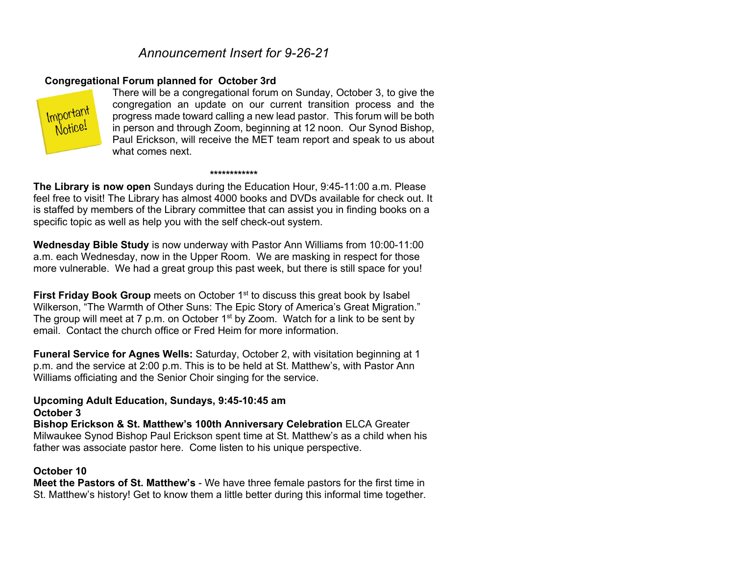*Announcement Insert for 9-26-21*

**Congregational Forum planned for October 3rd**

Important Notice!

There will be a congregational forum on Sunday, October 3, to give the congregation an update on our current transition process and the progress made toward calling a new lead pastor. This forum will be both in person and through Zoom, beginning at 12 noon. Our Synod Bishop, Paul Erickson, will receive the MET team report and speak to us about what comes next.

************

**The Library is now open** Sundays during the Education Hour, 9:45-11:00 a.m. Please feel free to visit! The Library has almost 4000 books and DVDs available for check out. It is staffed by members of the Library committee that can assist you in finding books on a specific topic as well as help you with the self check-out system.

**Wednesday Bible Study** is now underway with Pastor Ann Williams from 10:00-11:00 a.m. each Wednesday, now in the Upper Room. We are masking in respect for those more vulnerable. We had a great group this past week, but there is still space for you!

**First Friday Book Group** meets on October 1st to discuss this great book by Isabel Wilkerson, "The Warmth of Other Suns: The Epic Story of America's Great Migration." The group will meet at 7 p.m. on October 1st by Zoom. Watch for a link to be sent by email. Contact the church office or Fred Heim for more information.

**Funeral Service for Agnes Wells:** Saturday, October 2, with visitation beginning at 1 p.m. and the service at 2:00 p.m. This is to be held at St. Matthew's, with Pastor Ann Williams officiating and the Senior Choir singing for the service.

**Upcoming Adult Education, Sundays, 9:45-10:45 am**

**October 3**

**Bishop Erickson & St. Matthew's 100th Anniversary Celebration** ELCA Greater Milwaukee Synod Bishop Paul Erickson spent time at St. Matthew's as a child when his father was associate pastor here. Come listen to his unique perspective.

**October 10**

**Meet the Pastors of St. Matthew's** - We have three female pastors for the first time in St. Matthew's history! Get to know them a little better during this informal time together.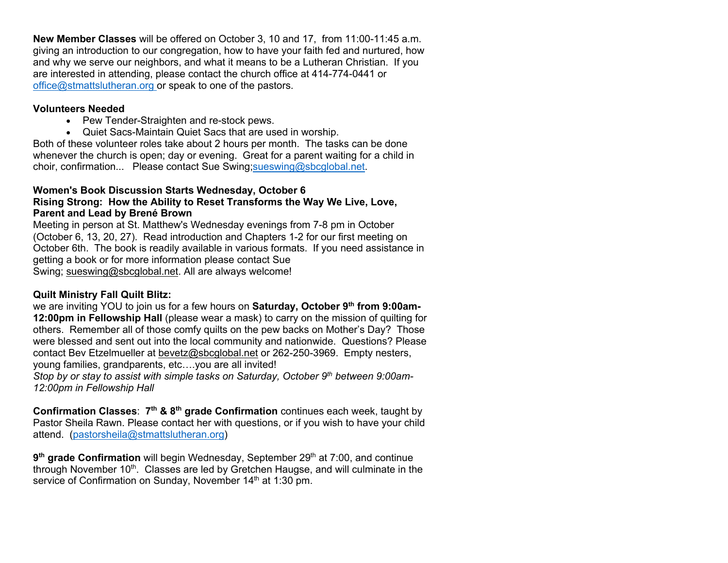**New Member Classes** will be offered on October 3, 10 and 17, from 11:00-11:45 a.m. giving an introduction to our congregation, how to have your faith fed and nurtured, how and why we serve our neighbors, and what it means to be a Lutheran Christian. If you are interested in attending, please contact the church office at 414-774-0441 or office@stmattslutheran.org or speak to one of the pastors.

**Volunteers Needed**

- Pew Tender-Straighten and re-stock pews.
- Quiet Sacs-Maintain Quiet Sacs that are used in worship.

Both of these volunteer roles take about 2 hours per month. The tasks can be done whenever the church is open; day or evening. Great for a parent waiting for a child in choir, confirmation... Please contact Sue Swing;sueswing@sbcglobal.net.

**Women's Book Discussion Starts Wednesday, October 6**
**Rising Strong: How the Ability to Reset Transforms the Way We Live, Love, Parent and Lead by Brené Brown**

Meeting in person at St. Matthew's Wednesday evenings from 7-8 pm in October (October 6, 13, 20, 27). Read introduction and Chapters 1-2 for our first meeting on October 6th. The book is readily available in various formats. If you need assistance in getting a book or for more information please contact Sue Swing; sueswing@sbcglobal.net. All are always welcome!

**Quilt Ministry Fall Quilt Blitz:**
we are inviting YOU to join us for a few hours on **Saturday, October 9th from 9:00am-12:00pm in Fellowship Hall** (please wear a mask) to carry on the mission of quilting for others. Remember all of those comfy quilts on the pew backs on Mother's Day? Those were blessed and sent out into the local community and nationwide. Questions? Please contact Bev Etzelmueller at bevetz@sbcglobal.net or 262-250-3969. Empty nesters, young families, grandparents, etc….you are all invited!
*Stop by or stay to assist with simple tasks on Saturday, October 9th between 9:00am-12:00pm in Fellowship Hall*

**Confirmation Classes**: **7th & 8th grade Confirmation** continues each week, taught by Pastor Sheila Rawn. Please contact her with questions, or if you wish to have your child attend. (pastorsheila@stmattslutheran.org)

**9th grade Confirmation** will begin Wednesday, September 29th at 7:00, and continue through November 10th. Classes are led by Gretchen Haugse, and will culminate in the service of Confirmation on Sunday, November 14th at 1:30 pm.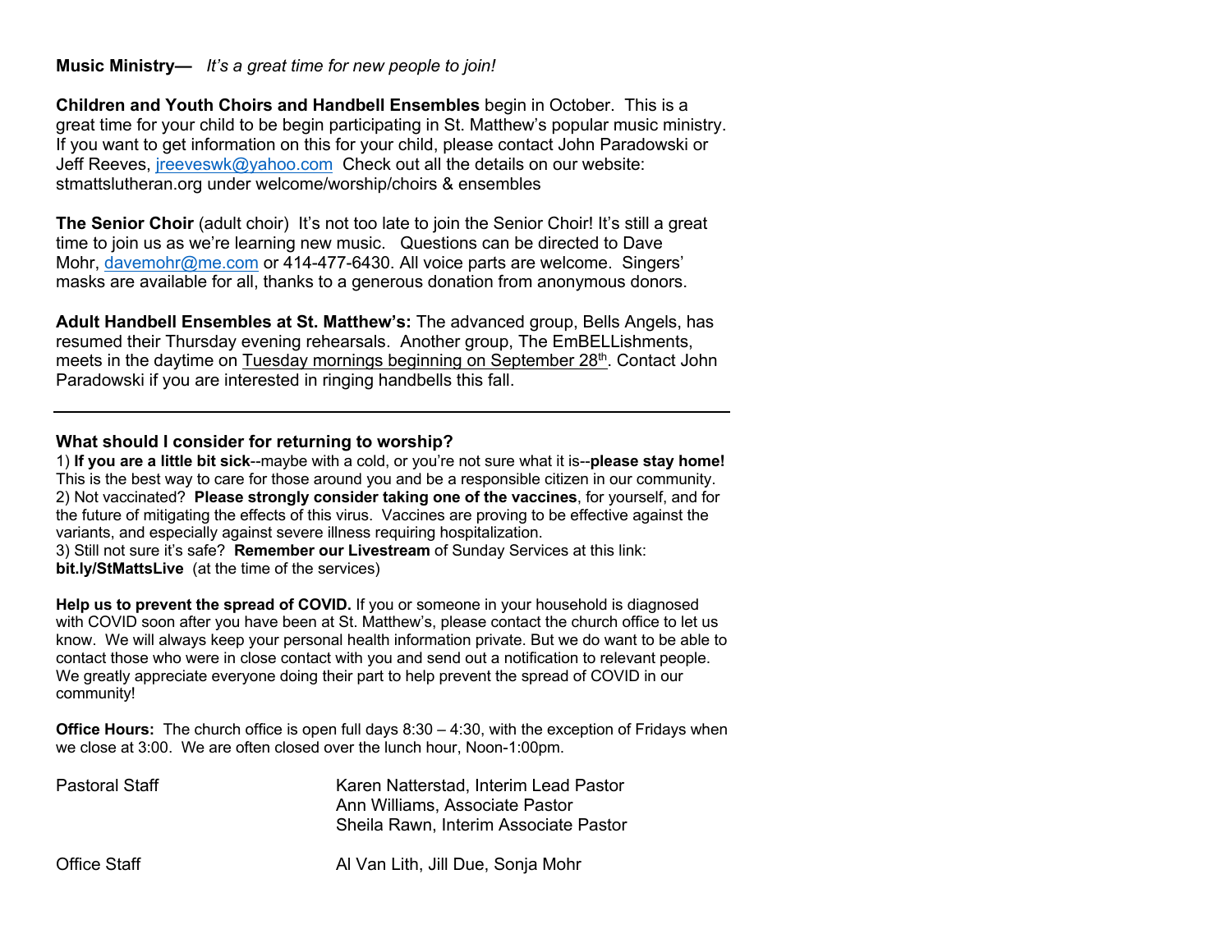**Music Ministry—** *It's a great time for new people to join!*

**Children and Youth Choirs and Handbell Ensembles** begin in October. This is a great time for your child to be begin participating in St. Matthew's popular music ministry. If you want to get information on this for your child, please contact John Paradowski or Jeff Reeves, jreeveswk@yahoo.com Check out all the details on our website: stmattslutheran.org under welcome/worship/choirs & ensembles

**The Senior Choir** (adult choir) It's not too late to join the Senior Choir! It's still a great time to join us as we're learning new music. Questions can be directed to Dave Mohr, davemohr@me.com or 414-477-6430. All voice parts are welcome. Singers' masks are available for all, thanks to a generous donation from anonymous donors.

**Adult Handbell Ensembles at St. Matthew's:** The advanced group, Bells Angels, has resumed their Thursday evening rehearsals. Another group, The EmBELLishments, meets in the daytime on Tuesday mornings beginning on September 28th. Contact John Paradowski if you are interested in ringing handbells this fall.

---

### What should I consider for returning to worship?

1) **If you are a little bit sick**--maybe with a cold, or you're not sure what it is--**please stay home!** This is the best way to care for those around you and be a responsible citizen in our community.
2) Not vaccinated? **Please strongly consider taking one of the vaccines**, for yourself, and for the future of mitigating the effects of this virus. Vaccines are proving to be effective against the variants, and especially against severe illness requiring hospitalization.
3) Still not sure it's safe? **Remember our Livestream** of Sunday Services at this link: **bit.ly/StMattsLive** (at the time of the services)

**Help us to prevent the spread of COVID.** If you or someone in your household is diagnosed with COVID soon after you have been at St. Matthew's, please contact the church office to let us know. We will always keep your personal health information private. But we do want to be able to contact those who were in close contact with you and send out a notification to relevant people. We greatly appreciate everyone doing their part to help prevent the spread of COVID in our community!

**Office Hours:** The church office is open full days 8:30 – 4:30, with the exception of Fridays when we close at 3:00. We are often closed over the lunch hour, Noon-1:00pm.

| | |
|---|---|
| Pastoral Staff | Karen Natterstad, Interim Lead Pastor<br>Ann Williams, Associate Pastor<br>Sheila Rawn, Interim Associate Pastor |
| Office Staff | Al Van Lith, Jill Due, Sonja Mohr |